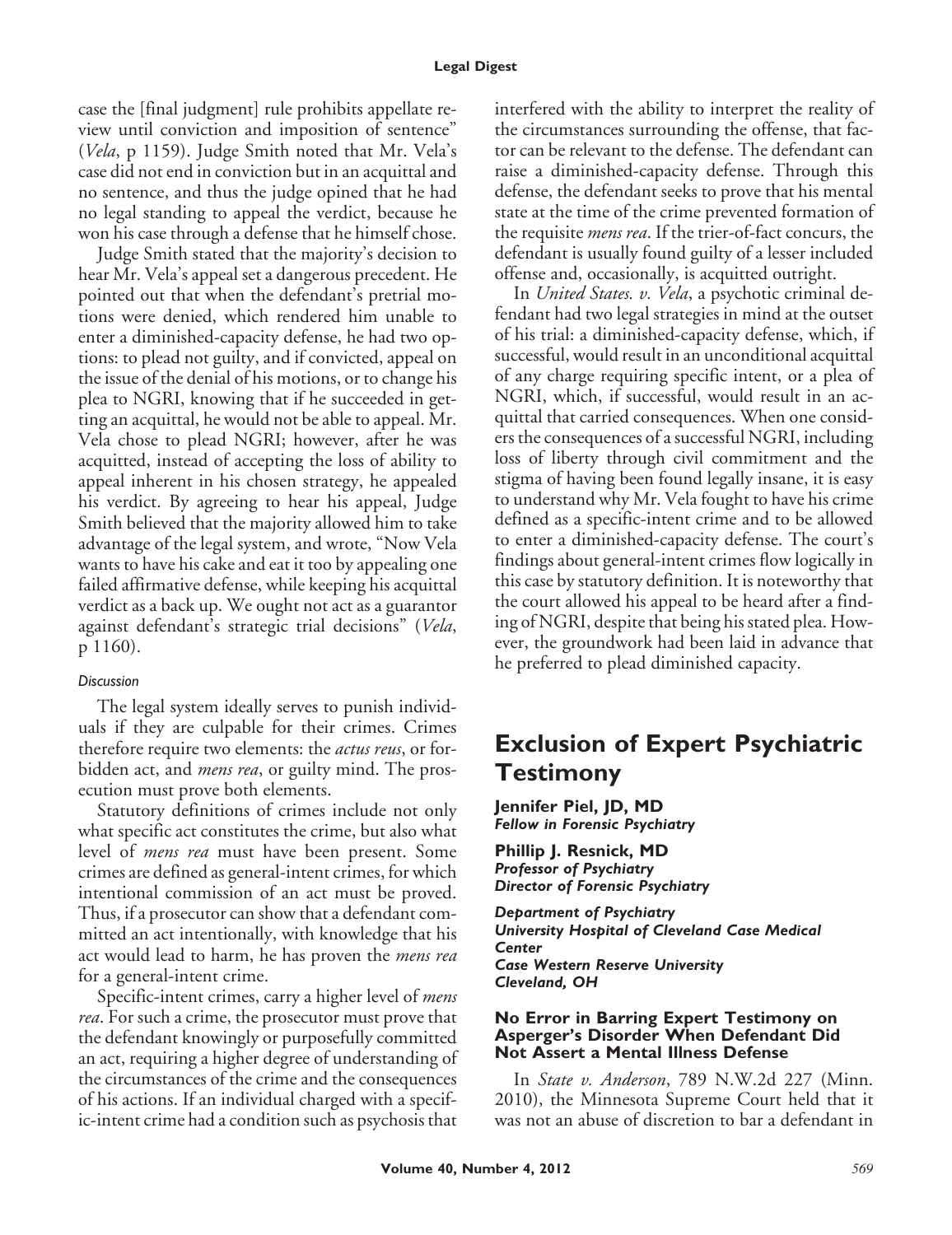case the [final judgment] rule prohibits appellate review until conviction and imposition of sentence" (*Vela*, p 1159). Judge Smith noted that Mr. Vela's case did not end in conviction but in an acquittal and no sentence, and thus the judge opined that he had no legal standing to appeal the verdict, because he won his case through a defense that he himself chose.

Judge Smith stated that the majority's decision to hear Mr. Vela's appeal set a dangerous precedent. He pointed out that when the defendant's pretrial motions were denied, which rendered him unable to enter a diminished-capacity defense, he had two options: to plead not guilty, and if convicted, appeal on the issue of the denial of his motions, or to change his plea to NGRI, knowing that if he succeeded in getting an acquittal, he would not be able to appeal. Mr. Vela chose to plead NGRI; however, after he was acquitted, instead of accepting the loss of ability to appeal inherent in his chosen strategy, he appealed his verdict. By agreeing to hear his appeal, Judge Smith believed that the majority allowed him to take advantage of the legal system, and wrote, "Now Vela wants to have his cake and eat it too by appealing one failed affirmative defense, while keeping his acquittal verdict as a back up. We ought not act as a guarantor against defendant's strategic trial decisions" (*Vela*, p 1160).

*Discussion*

The legal system ideally serves to punish individuals if they are culpable for their crimes. Crimes therefore require two elements: the *actus reus*, or forbidden act, and *mens rea*, or guilty mind. The prosecution must prove both elements.

Statutory definitions of crimes include not only what specific act constitutes the crime, but also what level of *mens rea* must have been present. Some crimes are defined as general-intent crimes, for which intentional commission of an act must be proved. Thus, if a prosecutor can show that a defendant committed an act intentionally, with knowledge that his act would lead to harm, he has proven the *mens rea* for a general-intent crime.

Specific-intent crimes, carry a higher level of *mens rea*. For such a crime, the prosecutor must prove that the defendant knowingly or purposefully committed an act, requiring a higher degree of understanding of the circumstances of the crime and the consequences of his actions. If an individual charged with a specific-intent crime had a condition such as psychosis that interfered with the ability to interpret the reality of the circumstances surrounding the offense, that factor can be relevant to the defense. The defendant can raise a diminished-capacity defense. Through this defense, the defendant seeks to prove that his mental state at the time of the crime prevented formation of the requisite *mens rea*. If the trier-of-fact concurs, the defendant is usually found guilty of a lesser included offense and, occasionally, is acquitted outright.

In *United States. v. Vela*, a psychotic criminal defendant had two legal strategies in mind at the outset of his trial: a diminished-capacity defense, which, if successful, would result in an unconditional acquittal of any charge requiring specific intent, or a plea of NGRI, which, if successful, would result in an acquittal that carried consequences. When one considers the consequences of a successful NGRI, including loss of liberty through civil commitment and the stigma of having been found legally insane, it is easy to understand why Mr. Vela fought to have his crime defined as a specific-intent crime and to be allowed to enter a diminished-capacity defense. The court's findings about general-intent crimes flow logically in this case by statutory definition. It is noteworthy that the court allowed his appeal to be heard after a finding of NGRI, despite that being his stated plea. However, the groundwork had been laid in advance that he preferred to plead diminished capacity.

# Exclusion of Expert Psychiatric Testimony

**Jennifer Piel, JD, MD**
***Fellow in Forensic Psychiatry***

**Phillip J. Resnick, MD**
***Professor of Psychiatry***
***Director of Forensic Psychiatry***

***Department of Psychiatry***
***University Hospital of Cleveland Case Medical Center***
***Case Western Reserve University***
***Cleveland, OH***

### No Error in Barring Expert Testimony on Asperger's Disorder When Defendant Did Not Assert a Mental Illness Defense

In *State v. Anderson*, 789 N.W.2d 227 (Minn. 2010), the Minnesota Supreme Court held that it was not an abuse of discretion to bar a defendant in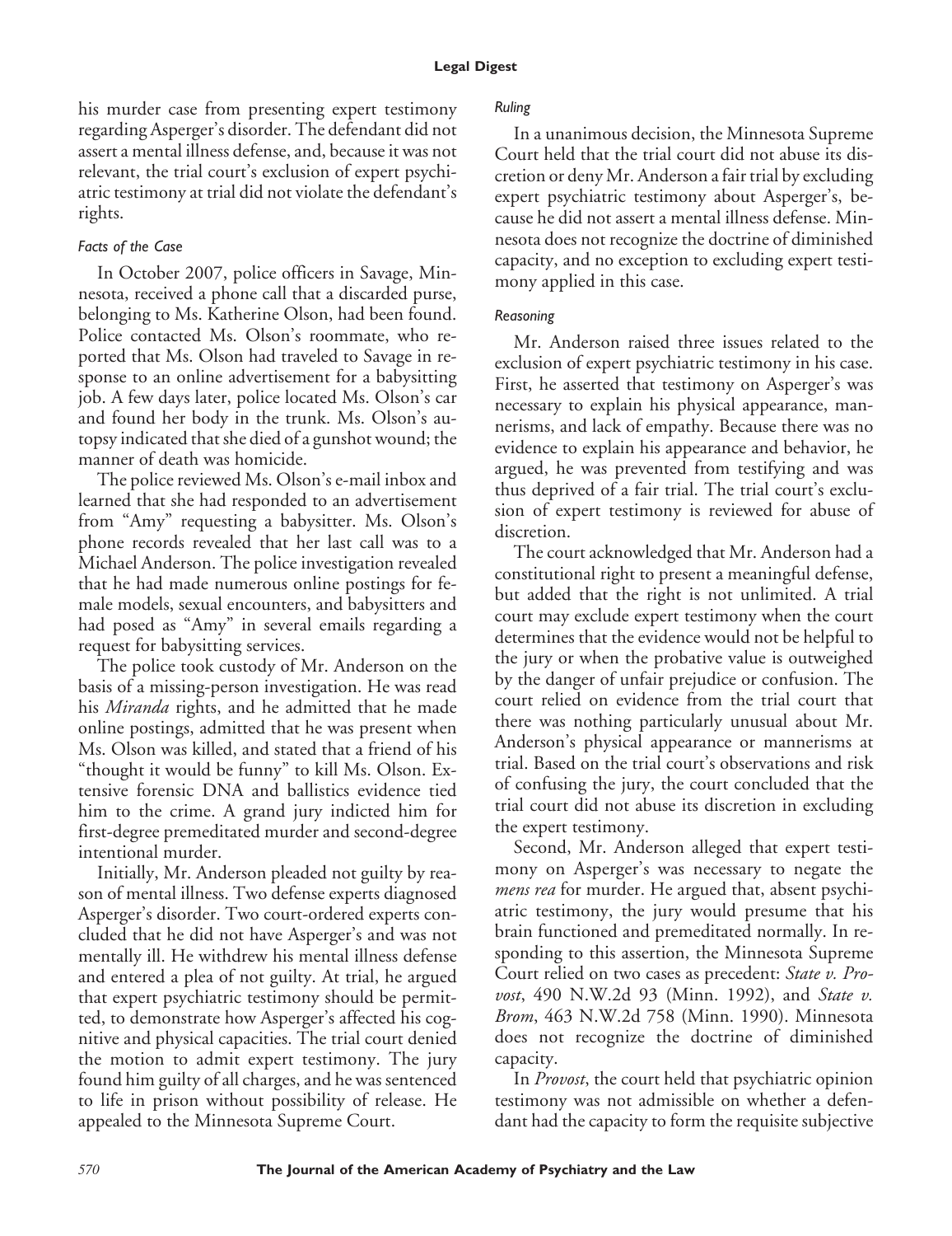his murder case from presenting expert testimony regarding Asperger's disorder. The defendant did not assert a mental illness defense, and, because it was not relevant, the trial court's exclusion of expert psychiatric testimony at trial did not violate the defendant's rights.

### Facts of the Case

In October 2007, police officers in Savage, Minnesota, received a phone call that a discarded purse, belonging to Ms. Katherine Olson, had been found. Police contacted Ms. Olson's roommate, who reported that Ms. Olson had traveled to Savage in response to an online advertisement for a babysitting job. A few days later, police located Ms. Olson's car and found her body in the trunk. Ms. Olson's autopsy indicated that she died of a gunshot wound; the manner of death was homicide.

The police reviewed Ms. Olson's e-mail inbox and learned that she had responded to an advertisement from "Amy" requesting a babysitter. Ms. Olson's phone records revealed that her last call was to a Michael Anderson. The police investigation revealed that he had made numerous online postings for female models, sexual encounters, and babysitters and had posed as "Amy" in several emails regarding a request for babysitting services.

The police took custody of Mr. Anderson on the basis of a missing-person investigation. He was read his *Miranda* rights, and he admitted that he made online postings, admitted that he was present when Ms. Olson was killed, and stated that a friend of his "thought it would be funny" to kill Ms. Olson. Extensive forensic DNA and ballistics evidence tied him to the crime. A grand jury indicted him for first-degree premeditated murder and second-degree intentional murder.

Initially, Mr. Anderson pleaded not guilty by reason of mental illness. Two defense experts diagnosed Asperger's disorder. Two court-ordered experts concluded that he did not have Asperger's and was not mentally ill. He withdrew his mental illness defense and entered a plea of not guilty. At trial, he argued that expert psychiatric testimony should be permitted, to demonstrate how Asperger's affected his cognitive and physical capacities. The trial court denied the motion to admit expert testimony. The jury found him guilty of all charges, and he was sentenced to life in prison without possibility of release. He appealed to the Minnesota Supreme Court.

### Ruling

In a unanimous decision, the Minnesota Supreme Court held that the trial court did not abuse its discretion or deny Mr. Anderson a fair trial by excluding expert psychiatric testimony about Asperger's, because he did not assert a mental illness defense. Minnesota does not recognize the doctrine of diminished capacity, and no exception to excluding expert testimony applied in this case.

### Reasoning

Mr. Anderson raised three issues related to the exclusion of expert psychiatric testimony in his case. First, he asserted that testimony on Asperger's was necessary to explain his physical appearance, mannerisms, and lack of empathy. Because there was no evidence to explain his appearance and behavior, he argued, he was prevented from testifying and was thus deprived of a fair trial. The trial court's exclusion of expert testimony is reviewed for abuse of discretion.

The court acknowledged that Mr. Anderson had a constitutional right to present a meaningful defense, but added that the right is not unlimited. A trial court may exclude expert testimony when the court determines that the evidence would not be helpful to the jury or when the probative value is outweighed by the danger of unfair prejudice or confusion. The court relied on evidence from the trial court that there was nothing particularly unusual about Mr. Anderson's physical appearance or mannerisms at trial. Based on the trial court's observations and risk of confusing the jury, the court concluded that the trial court did not abuse its discretion in excluding the expert testimony.

Second, Mr. Anderson alleged that expert testimony on Asperger's was necessary to negate the *mens rea* for murder. He argued that, absent psychiatric testimony, the jury would presume that his brain functioned and premeditated normally. In responding to this assertion, the Minnesota Supreme Court relied on two cases as precedent: *State v. Provost*, 490 N.W.2d 93 (Minn. 1992), and *State v. Brom*, 463 N.W.2d 758 (Minn. 1990). Minnesota does not recognize the doctrine of diminished capacity.

In *Provost*, the court held that psychiatric opinion testimony was not admissible on whether a defendant had the capacity to form the requisite subjective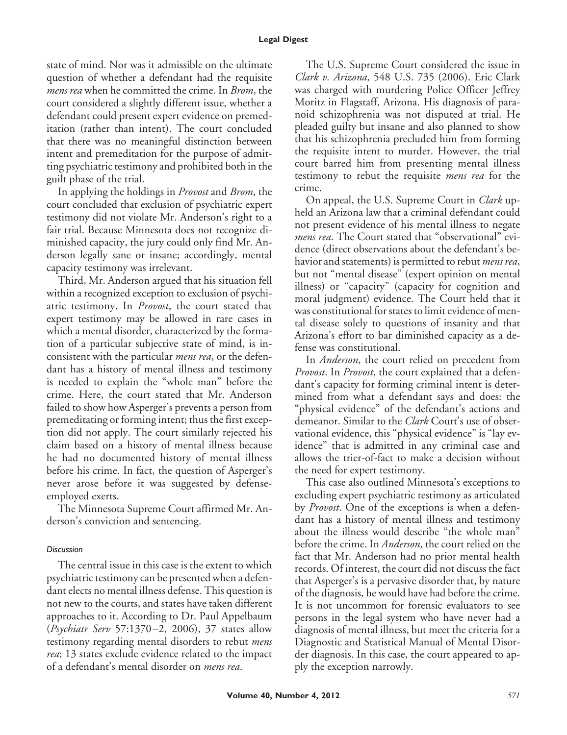state of mind. Nor was it admissible on the ultimate question of whether a defendant had the requisite *mens rea* when he committed the crime. In *Brom*, the court considered a slightly different issue, whether a defendant could present expert evidence on premeditation (rather than intent). The court concluded that there was no meaningful distinction between intent and premeditation for the purpose of admitting psychiatric testimony and prohibited both in the guilt phase of the trial.

In applying the holdings in *Provost* and *Brom*, the court concluded that exclusion of psychiatric expert testimony did not violate Mr. Anderson's right to a fair trial. Because Minnesota does not recognize diminished capacity, the jury could only find Mr. Anderson legally sane or insane; accordingly, mental capacity testimony was irrelevant.

Third, Mr. Anderson argued that his situation fell within a recognized exception to exclusion of psychiatric testimony. In *Provost*, the court stated that expert testimony may be allowed in rare cases in which a mental disorder, characterized by the formation of a particular subjective state of mind, is inconsistent with the particular *mens rea*, or the defendant has a history of mental illness and testimony is needed to explain the "whole man" before the crime. Here, the court stated that Mr. Anderson failed to show how Asperger's prevents a person from premeditating or forming intent; thus the first exception did not apply. The court similarly rejected his claim based on a history of mental illness because he had no documented history of mental illness before his crime. In fact, the question of Asperger's never arose before it was suggested by defense-employed exerts.

The Minnesota Supreme Court affirmed Mr. Anderson's conviction and sentencing.

### Discussion

The central issue in this case is the extent to which psychiatric testimony can be presented when a defendant elects no mental illness defense. This question is not new to the courts, and states have taken different approaches to it. According to Dr. Paul Appelbaum (*Psychiatr Serv* 57:1370–2, 2006), 37 states allow testimony regarding mental disorders to rebut *mens rea*; 13 states exclude evidence related to the impact of a defendant's mental disorder on *mens rea*.

The U.S. Supreme Court considered the issue in *Clark v. Arizona*, 548 U.S. 735 (2006). Eric Clark was charged with murdering Police Officer Jeffrey Moritz in Flagstaff, Arizona. His diagnosis of paranoid schizophrenia was not disputed at trial. He pleaded guilty but insane and also planned to show that his schizophrenia precluded him from forming the requisite intent to murder. However, the trial court barred him from presenting mental illness testimony to rebut the requisite *mens rea* for the crime.

On appeal, the U.S. Supreme Court in *Clark* upheld an Arizona law that a criminal defendant could not present evidence of his mental illness to negate *mens rea*. The Court stated that "observational" evidence (direct observations about the defendant's behavior and statements) is permitted to rebut *mens rea*, but not "mental disease" (expert opinion on mental illness) or "capacity" (capacity for cognition and moral judgment) evidence. The Court held that it was constitutional for states to limit evidence of mental disease solely to questions of insanity and that Arizona's effort to bar diminished capacity as a defense was constitutional.

In *Anderson*, the court relied on precedent from *Provost*. In *Provost*, the court explained that a defendant's capacity for forming criminal intent is determined from what a defendant says and does: the "physical evidence" of the defendant's actions and demeanor. Similar to the *Clark* Court's use of observational evidence, this "physical evidence" is "lay evidence" that is admitted in any criminal case and allows the trier-of-fact to make a decision without the need for expert testimony.

This case also outlined Minnesota's exceptions to excluding expert psychiatric testimony as articulated by *Provost*. One of the exceptions is when a defendant has a history of mental illness and testimony about the illness would describe "the whole man" before the crime. In *Anderson*, the court relied on the fact that Mr. Anderson had no prior mental health records. Of interest, the court did not discuss the fact that Asperger's is a pervasive disorder that, by nature of the diagnosis, he would have had before the crime. It is not uncommon for forensic evaluators to see persons in the legal system who have never had a diagnosis of mental illness, but meet the criteria for a Diagnostic and Statistical Manual of Mental Disorder diagnosis. In this case, the court appeared to apply the exception narrowly.